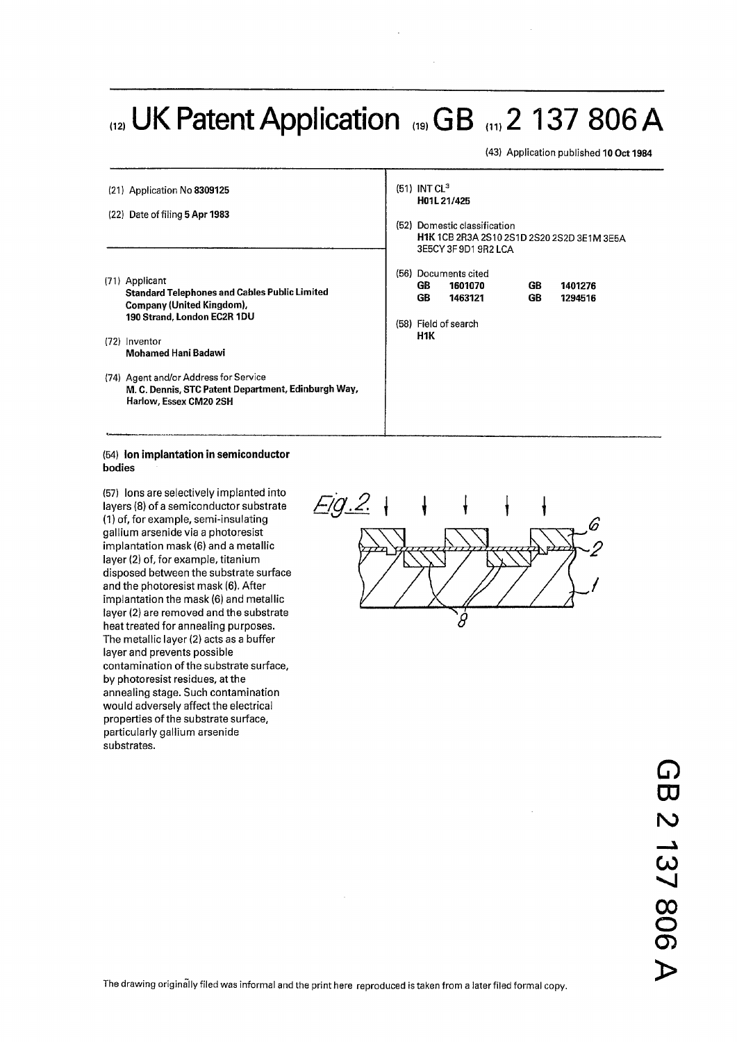# (12) UK Patent Application (19) GB (11) 2 137 806 A

(43) Application published **10 Oct 1984**

(21) Application No **8309125**

(22) Date of filing **5 Apr 1983**

(71) Applicant
**Standard Telephones and Cables Public Limited Company (United Kingdom), 190 Strand, London EC2R 1DU**

(72) Inventor
**Mohamed Hani Badawi**

(74) Agent and/or Address for Service
**M. C. Dennis, STC Patent Department, Edinburgh Way, Harlow, Essex CM20 2SH**

(51) INT CL$^3$
**H01L 21/425**

(52) Domestic classification
**H1K 1CB 2R3A 2S10 2S1D 2S20 2S2D 3E1M 3E5A 3E5CY 3F 9D1 9R2 LCA**

(56) Documents cited

| | | | |
|---|---|---|---|
| **GB** | **1601070** | **GB** | **1401276** |
| **GB** | **1463121** | **GB** | **1294516** |

(58) Field of search
**H1K**

## (54) Ion implantation in semiconductor bodies

(57) Ions are selectively implanted into layers (8) of a semiconductor substrate (1) of, for example, semi-insulating gallium arsenide via a photoresist implantation mask (6) and a metallic layer (2) of, for example, titanium disposed between the substrate surface and the photoresist mask (6). After implantation the mask (6) and metallic layer (2) are removed and the substrate heat treated for annealing purposes. The metallic layer (2) acts as a buffer layer and prevents possible contamination of the substrate surface, by photoresist residues, at the annealing stage. Such contamination would adversely affect the electrical properties of the substrate surface, particularly gallium arsenide substrates.

Fig.2.

The drawing originally filed was informal and the print here reproduced is taken from a later filed formal copy.

GB 2 137 806 A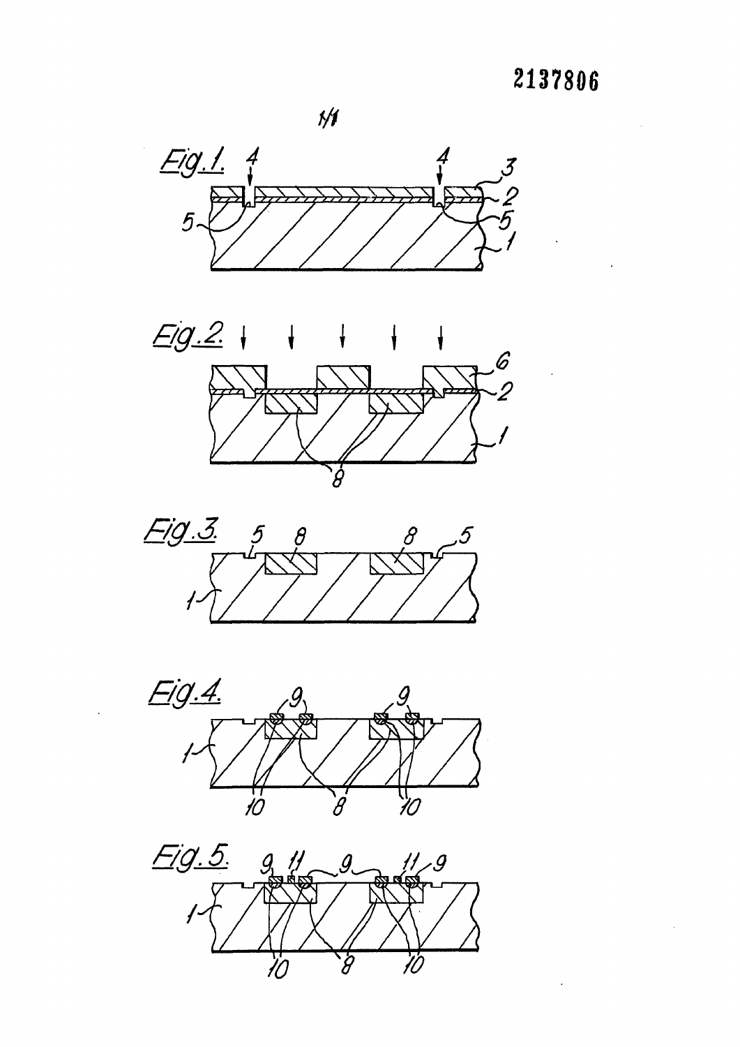2137806

1/1

Fig.1.

Fig.2.

Fig.3.

Fig.4.

Fig.5.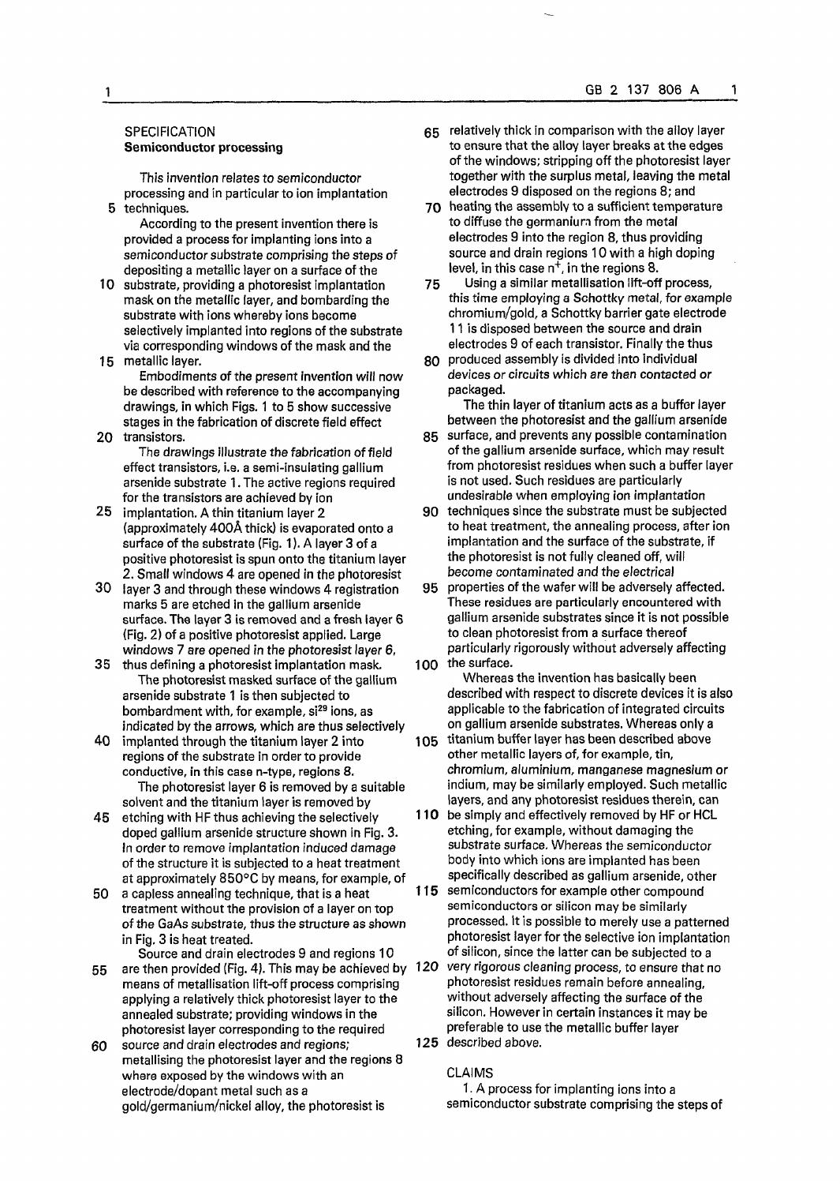## SPECIFICATION

### Semiconductor processing

This invention relates to semiconductor processing and in particular to ion implantation techniques.

According to the present invention there is provided a process for implanting ions into a semiconductor substrate comprising the steps of depositing a metallic layer on a surface of the substrate, providing a photoresist implantation mask on the metallic layer, and bombarding the substrate with ions whereby ions become selectively implanted into regions of the substrate via corresponding windows of the mask and the metallic layer.

Embodiments of the present invention will now be described with reference to the accompanying drawings, in which Figs. 1 to 5 show successive stages in the fabrication of discrete field effect transistors.

The drawings illustrate the fabrication of field effect transistors, i.e. a semi-insulating gallium arsenide substrate 1. The active regions required for the transistors are achieved by ion implantation. A thin titanium layer 2 (approximately 400Å thick) is evaporated onto a surface of the substrate (Fig. 1). A layer 3 of a positive photoresist is spun onto the titanium layer 2. Small windows 4 are opened in the photoresist layer 3 and through these windows 4 registration marks 5 are etched in the gallium arsenide surface. The layer 3 is removed and a fresh layer 6 (Fig. 2) of a positive photoresist applied. Large windows 7 are opened in the photoresist layer 6, thus defining a photoresist implantation mask.

The photoresist masked surface of the gallium arsenide substrate 1 is then subjected to bombardment with, for example, $si^{29}$ ions, as indicated by the arrows, which are thus selectively implanted through the titanium layer 2 into regions of the substrate in order to provide conductive, in this case n-type, regions 8.

The photoresist layer 6 is removed by a suitable solvent and the titanium layer is removed by etching with HF thus achieving the selectively doped gallium arsenide structure shown in Fig. 3. In order to remove implantation induced damage of the structure it is subjected to a heat treatment at approximately 850°C by means, for example, of a capless annealing technique, that is a heat treatment without the provision of a layer on top of the GaAs substrate, thus the structure as shown in Fig. 3 is heat treated.

Source and drain electrodes 9 and regions 10 are then provided (Fig. 4). This may be achieved by means of metallisation lift-off process comprising applying a relatively thick photoresist layer to the annealed substrate; providing windows in the photoresist layer corresponding to the required source and drain electrodes and regions; metallising the photoresist layer and the regions 8 where exposed by the windows with an electrode/dopant metal such as a gold/germanium/nickel alloy, the photoresist is relatively thick in comparison with the alloy layer to ensure that the alloy layer breaks at the edges of the windows; stripping off the photoresist layer together with the surplus metal, leaving the metal electrodes 9 disposed on the regions 8; and heating the assembly to a sufficient temperature to diffuse the germanium from the metal electrodes 9 into the region 8, thus providing source and drain regions 10 with a high doping level, in this case $n^+$, in the regions 8.

Using a similar metallisation lift-off process, this time employing a Schottky metal, for example chromium/gold, a Schottky barrier gate electrode 11 is disposed between the source and drain electrodes 9 of each transistor. Finally the thus produced assembly is divided into individual devices or circuits which are then contacted or packaged.

The thin layer of titanium acts as a buffer layer between the photoresist and the gallium arsenide surface, and prevents any possible contamination of the gallium arsenide surface, which may result from photoresist residues when such a buffer layer is not used. Such residues are particularly undesirable when employing ion implantation techniques since the substrate must be subjected to heat treatment, the annealing process, after ion implantation and the surface of the substrate, if the photoresist is not fully cleaned off, will become contaminated and the electrical properties of the wafer will be adversely affected. These residues are particularly encountered with gallium arsenide substrates since it is not possible to clean photoresist from a surface thereof particularly rigorously without adversely affecting the surface.

Whereas the invention has basically been described with respect to discrete devices it is also applicable to the fabrication of integrated circuits on gallium arsenide substrates. Whereas only a titanium buffer layer has been described above other metallic layers of, for example, tin, chromium, aluminium, manganese magnesium or indium, may be similarly employed. Such metallic layers, and any photoresist residues therein, can be simply and effectively removed by HF or HCL etching, for example, without damaging the substrate surface. Whereas the semiconductor body into which ions are implanted has been specifically described as gallium arsenide, other semiconductors for example other compound semiconductors or silicon may be similarly processed. It is possible to merely use a patterned photoresist layer for the selective ion implantation of silicon, since the latter can be subjected to a very rigorous cleaning process, to ensure that no photoresist residues remain before annealing, without adversely affecting the surface of the silicon. However in certain instances it may be preferable to use the metallic buffer layer described above.

## CLAIMS

1. A process for implanting ions into a semiconductor substrate comprising the steps of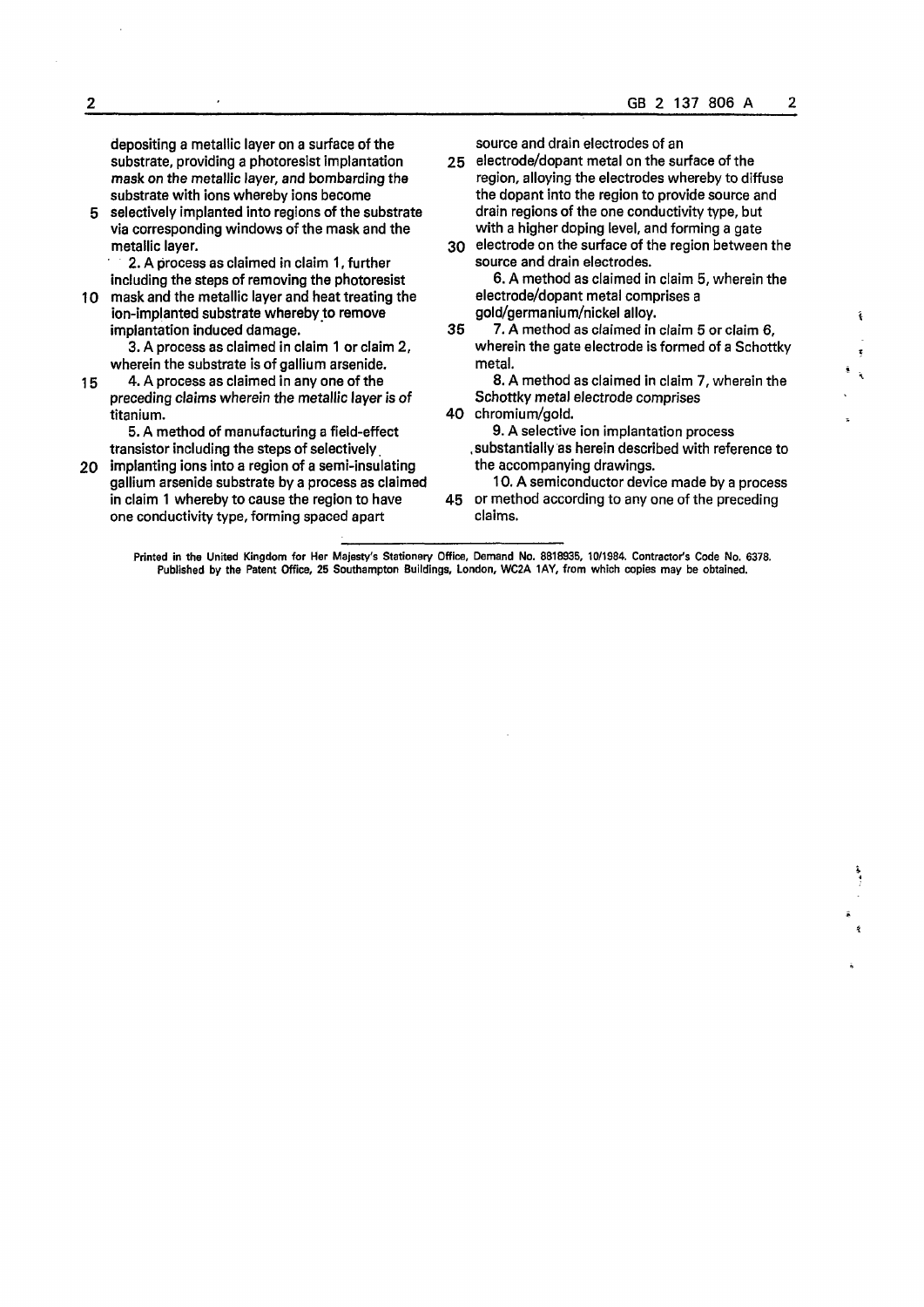depositing a metallic layer on a surface of the substrate, providing a photoresist implantation mask on the metallic layer, and bombarding the substrate with ions whereby ions become selectively implanted into regions of the substrate via corresponding windows of the mask and the metallic layer.

2. A process as claimed in claim 1, further including the steps of removing the photoresist mask and the metallic layer and heat treating the ion-implanted substrate whereby to remove implantation induced damage.

3. A process as claimed in claim 1 or claim 2, wherein the substrate is of gallium arsenide.

4. A process as claimed in any one of the preceding claims wherein the metallic layer is of titanium.

5. A method of manufacturing a field-effect transistor including the steps of selectively implanting ions into a region of a semi-insulating gallium arsenide substrate by a process as claimed in claim 1 whereby to cause the region to have one conductivity type, forming spaced apart source and drain electrodes of an electrode/dopant metal on the surface of the region, alloying the electrodes whereby to diffuse the dopant into the region to provide source and drain regions of the one conductivity type, but with a higher doping level, and forming a gate electrode on the surface of the region between the source and drain electrodes.

6. A method as claimed in claim 5, wherein the electrode/dopant metal comprises a gold/germanium/nickel alloy.

7. A method as claimed in claim 5 or claim 6, wherein the gate electrode is formed of a Schottky metal.

8. A method as claimed in claim 7, wherein the Schottky metal electrode comprises chromium/gold.

9. A selective ion implantation process substantially as herein described with reference to the accompanying drawings.

10. A semiconductor device made by a process or method according to any one of the preceding claims.

Printed in the United Kingdom for Her Majesty's Stationery Office, Demand No. 8818935, 10/1984. Contractor's Code No. 6378. Published by the Patent Office, 25 Southampton Buildings, London, WC2A 1AY, from which copies may be obtained.